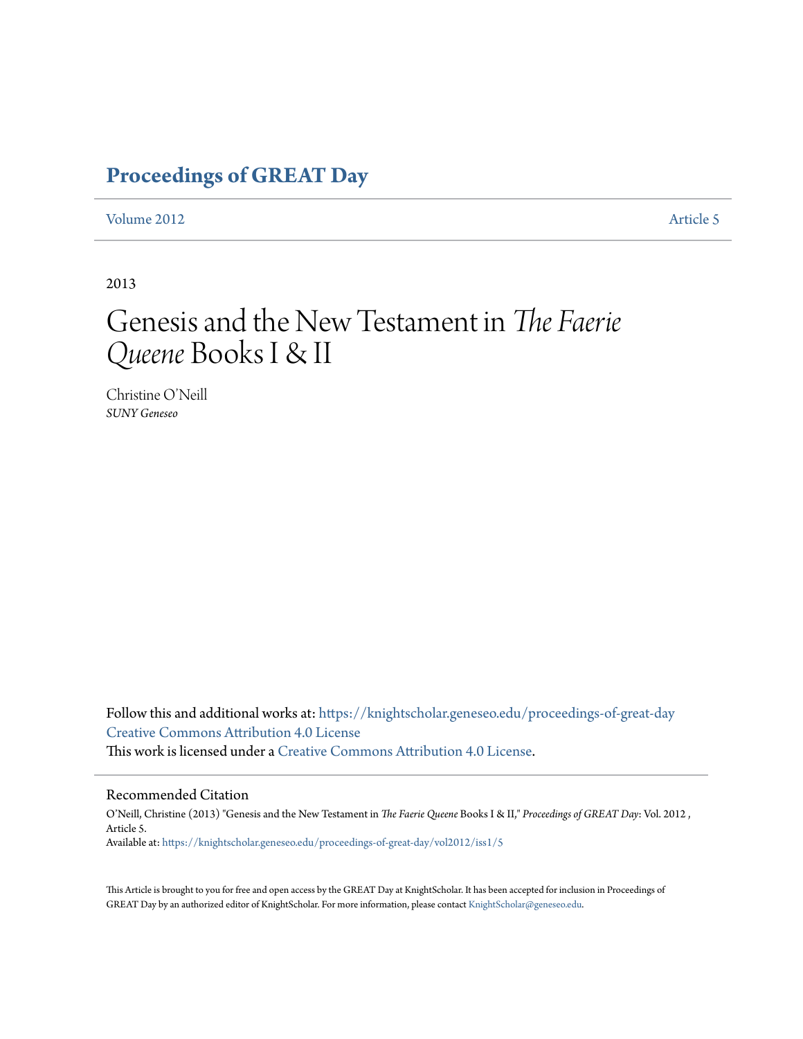# Proceedings of GREAT Day

Volume 2012 Article 5

2013

# Genesis and the New Testament in *The Faerie Queene* Books I & II

Christine O'Neill
*SUNY Geneseo*

Follow this and additional works at: https://knightscholar.geneseo.edu/proceedings-of-great-day
Creative Commons Attribution 4.0 License
This work is licensed under a Creative Commons Attribution 4.0 License.

## Recommended Citation

O'Neill, Christine (2013) "Genesis and the New Testament in *The Faerie Queene* Books I & II," *Proceedings of GREAT Day*: Vol. 2012 , Article 5.
Available at: https://knightscholar.geneseo.edu/proceedings-of-great-day/vol2012/iss1/5

This Article is brought to you for free and open access by the GREAT Day at KnightScholar. It has been accepted for inclusion in Proceedings of GREAT Day by an authorized editor of KnightScholar. For more information, please contact KnightScholar@geneseo.edu.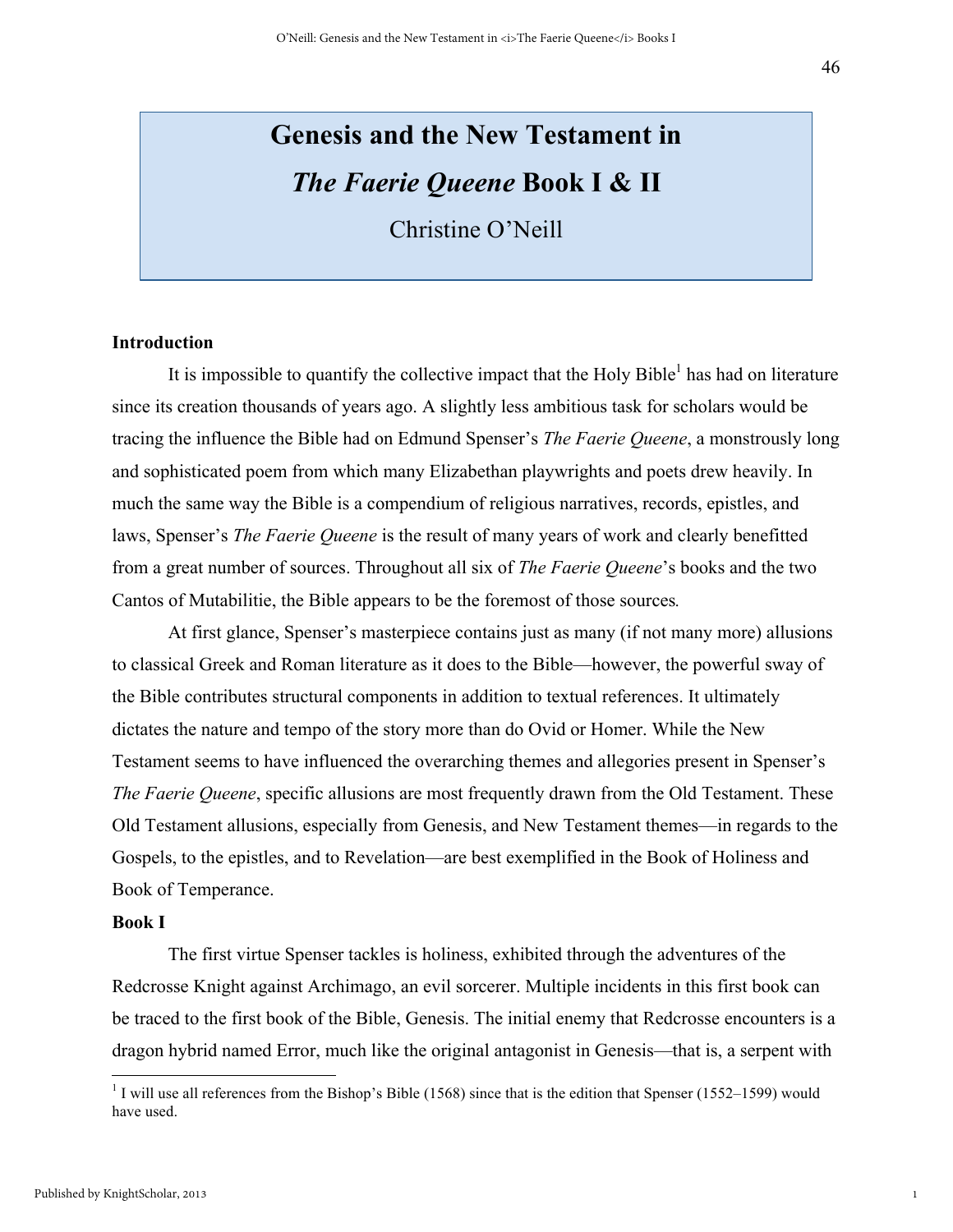# Genesis and the New Testament in *The Faerie Queene* Book I & II

Christine O'Neill

## Introduction

It is impossible to quantify the collective impact that the Holy Bible[1] has had on literature since its creation thousands of years ago. A slightly less ambitious task for scholars would be tracing the influence the Bible had on Edmund Spenser's *The Faerie Queene*, a monstrously long and sophisticated poem from which many Elizabethan playwrights and poets drew heavily. In much the same way the Bible is a compendium of religious narratives, records, epistles, and laws, Spenser's *The Faerie Queene* is the result of many years of work and clearly benefitted from a great number of sources. Throughout all six of *The Faerie Queene*'s books and the two Cantos of Mutabilitie, the Bible appears to be the foremost of those sources.

At first glance, Spenser's masterpiece contains just as many (if not many more) allusions to classical Greek and Roman literature as it does to the Bible—however, the powerful sway of the Bible contributes structural components in addition to textual references. It ultimately dictates the nature and tempo of the story more than do Ovid or Homer. While the New Testament seems to have influenced the overarching themes and allegories present in Spenser's *The Faerie Queene*, specific allusions are most frequently drawn from the Old Testament. These Old Testament allusions, especially from Genesis, and New Testament themes—in regards to the Gospels, to the epistles, and to Revelation—are best exemplified in the Book of Holiness and Book of Temperance.

## Book I

The first virtue Spenser tackles is holiness, exhibited through the adventures of the Redcrosse Knight against Archimago, an evil sorcerer. Multiple incidents in this first book can be traced to the first book of the Bible, Genesis. The initial enemy that Redcrosse encounters is a dragon hybrid named Error, much like the original antagonist in Genesis—that is, a serpent with

[1] I will use all references from the Bishop's Bible (1568) since that is the edition that Spenser (1552–1599) would have used.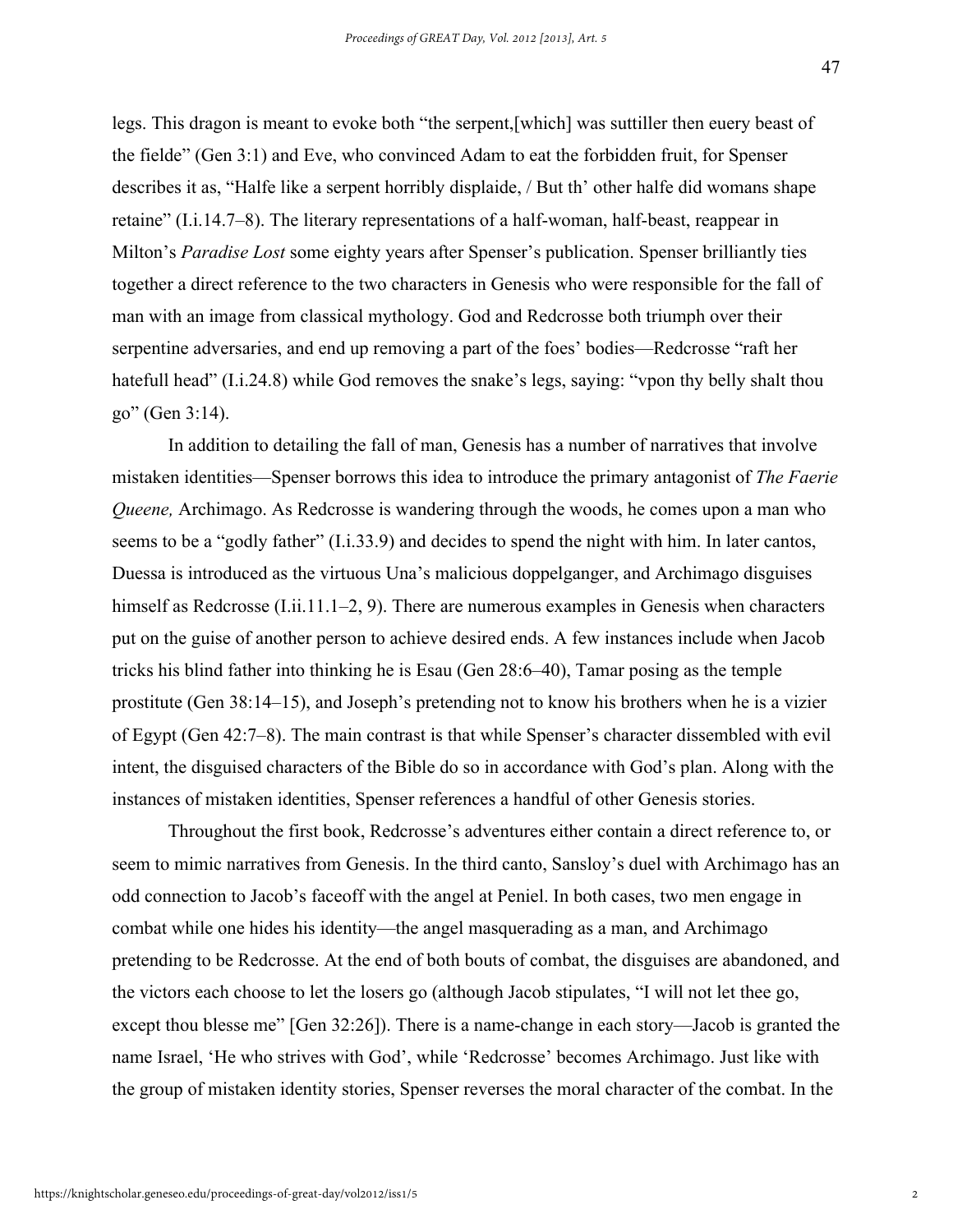legs. This dragon is meant to evoke both "the serpent,[which] was suttiller then euery beast of the fielde" (Gen 3:1) and Eve, who convinced Adam to eat the forbidden fruit, for Spenser describes it as, "Halfe like a serpent horribly displaide, / But th' other halfe did womans shape retaine" (I.i.14.7–8). The literary representations of a half-woman, half-beast, reappear in Milton's *Paradise Lost* some eighty years after Spenser's publication. Spenser brilliantly ties together a direct reference to the two characters in Genesis who were responsible for the fall of man with an image from classical mythology. God and Redcrosse both triumph over their serpentine adversaries, and end up removing a part of the foes' bodies—Redcrosse "raft her hatefull head" (I.i.24.8) while God removes the snake's legs, saying: "vpon thy belly shalt thou go" (Gen 3:14).

In addition to detailing the fall of man, Genesis has a number of narratives that involve mistaken identities—Spenser borrows this idea to introduce the primary antagonist of *The Faerie Queene,* Archimago. As Redcrosse is wandering through the woods, he comes upon a man who seems to be a "godly father" (I.i.33.9) and decides to spend the night with him. In later cantos, Duessa is introduced as the virtuous Una's malicious doppelganger, and Archimago disguises himself as Redcrosse (I.ii.11.1–2, 9). There are numerous examples in Genesis when characters put on the guise of another person to achieve desired ends. A few instances include when Jacob tricks his blind father into thinking he is Esau (Gen 28:6–40), Tamar posing as the temple prostitute (Gen 38:14–15), and Joseph's pretending not to know his brothers when he is a vizier of Egypt (Gen 42:7–8). The main contrast is that while Spenser's character dissembled with evil intent, the disguised characters of the Bible do so in accordance with God's plan. Along with the instances of mistaken identities, Spenser references a handful of other Genesis stories.

Throughout the first book, Redcrosse's adventures either contain a direct reference to, or seem to mimic narratives from Genesis. In the third canto, Sansloy's duel with Archimago has an odd connection to Jacob's faceoff with the angel at Peniel. In both cases, two men engage in combat while one hides his identity—the angel masquerading as a man, and Archimago pretending to be Redcrosse. At the end of both bouts of combat, the disguises are abandoned, and the victors each choose to let the losers go (although Jacob stipulates, "I will not let thee go, except thou blesse me" [Gen 32:26]). There is a name-change in each story—Jacob is granted the name Israel, 'He who strives with God', while 'Redcrosse' becomes Archimago. Just like with the group of mistaken identity stories, Spenser reverses the moral character of the combat. In the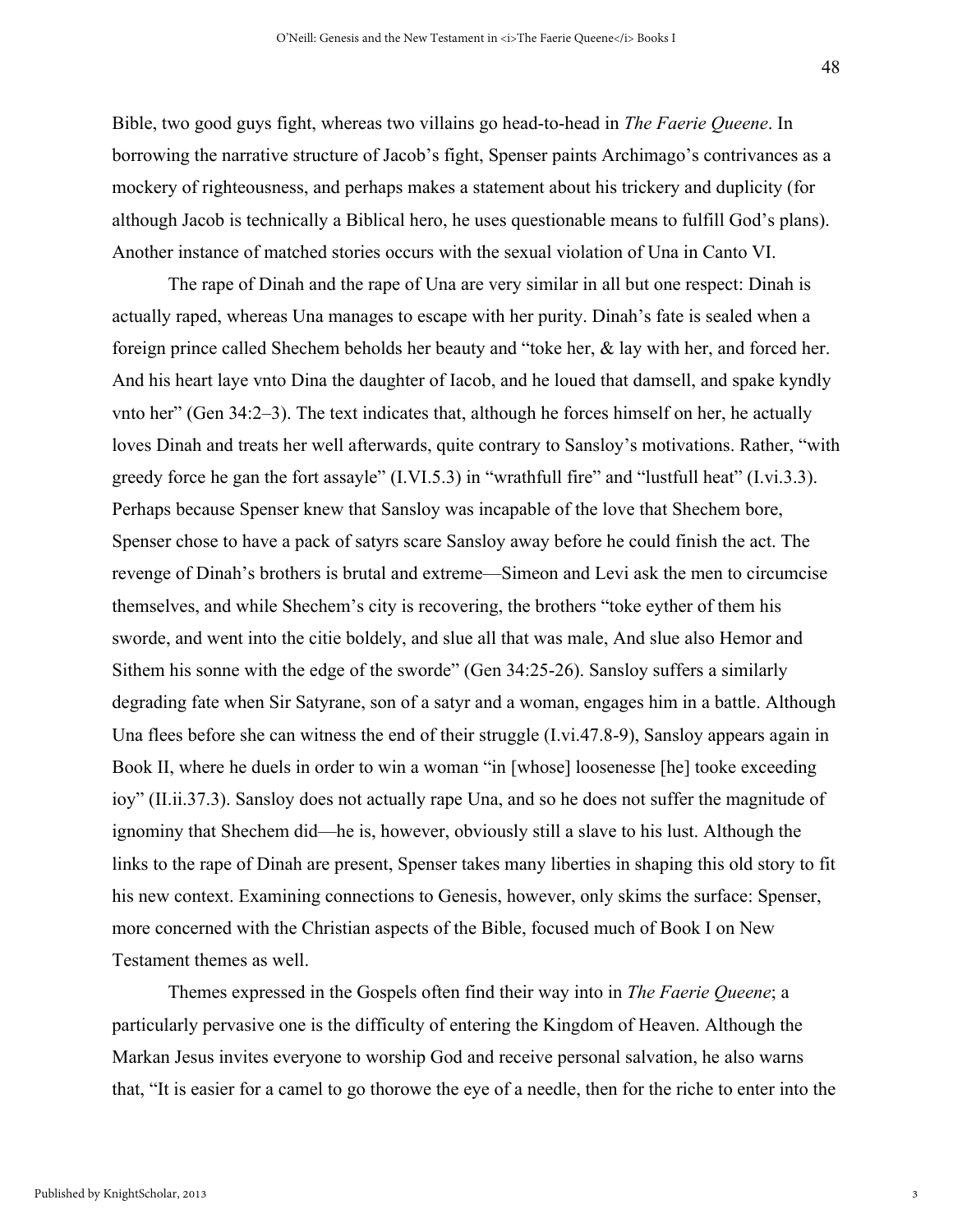Bible, two good guys fight, whereas two villains go head-to-head in *The Faerie Queene*. In borrowing the narrative structure of Jacob's fight, Spenser paints Archimago's contrivances as a mockery of righteousness, and perhaps makes a statement about his trickery and duplicity (for although Jacob is technically a Biblical hero, he uses questionable means to fulfill God's plans). Another instance of matched stories occurs with the sexual violation of Una in Canto VI.

The rape of Dinah and the rape of Una are very similar in all but one respect: Dinah is actually raped, whereas Una manages to escape with her purity. Dinah's fate is sealed when a foreign prince called Shechem beholds her beauty and "toke her, & lay with her, and forced her. And his heart laye vnto Dina the daughter of Iacob, and he loued that damsell, and spake kyndly vnto her" (Gen 34:2–3). The text indicates that, although he forces himself on her, he actually loves Dinah and treats her well afterwards, quite contrary to Sansloy's motivations. Rather, "with greedy force he gan the fort assayle" (I.VI.5.3) in "wrathfull fire" and "lustfull heat" (I.vi.3.3). Perhaps because Spenser knew that Sansloy was incapable of the love that Shechem bore, Spenser chose to have a pack of satyrs scare Sansloy away before he could finish the act. The revenge of Dinah's brothers is brutal and extreme—Simeon and Levi ask the men to circumcise themselves, and while Shechem's city is recovering, the brothers "toke eyther of them his sworde, and went into the citie boldely, and slue all that was male, And slue also Hemor and Sithem his sonne with the edge of the sworde" (Gen 34:25-26). Sansloy suffers a similarly degrading fate when Sir Satyrane, son of a satyr and a woman, engages him in a battle. Although Una flees before she can witness the end of their struggle (I.vi.47.8-9), Sansloy appears again in Book II, where he duels in order to win a woman "in [whose] loosenesse [he] tooke exceeding ioy" (II.ii.37.3). Sansloy does not actually rape Una, and so he does not suffer the magnitude of ignominy that Shechem did—he is, however, obviously still a slave to his lust. Although the links to the rape of Dinah are present, Spenser takes many liberties in shaping this old story to fit his new context. Examining connections to Genesis, however, only skims the surface: Spenser, more concerned with the Christian aspects of the Bible, focused much of Book I on New Testament themes as well.

Themes expressed in the Gospels often find their way into in *The Faerie Queene*; a particularly pervasive one is the difficulty of entering the Kingdom of Heaven. Although the Markan Jesus invites everyone to worship God and receive personal salvation, he also warns that, "It is easier for a camel to go thorowe the eye of a needle, then for the riche to enter into the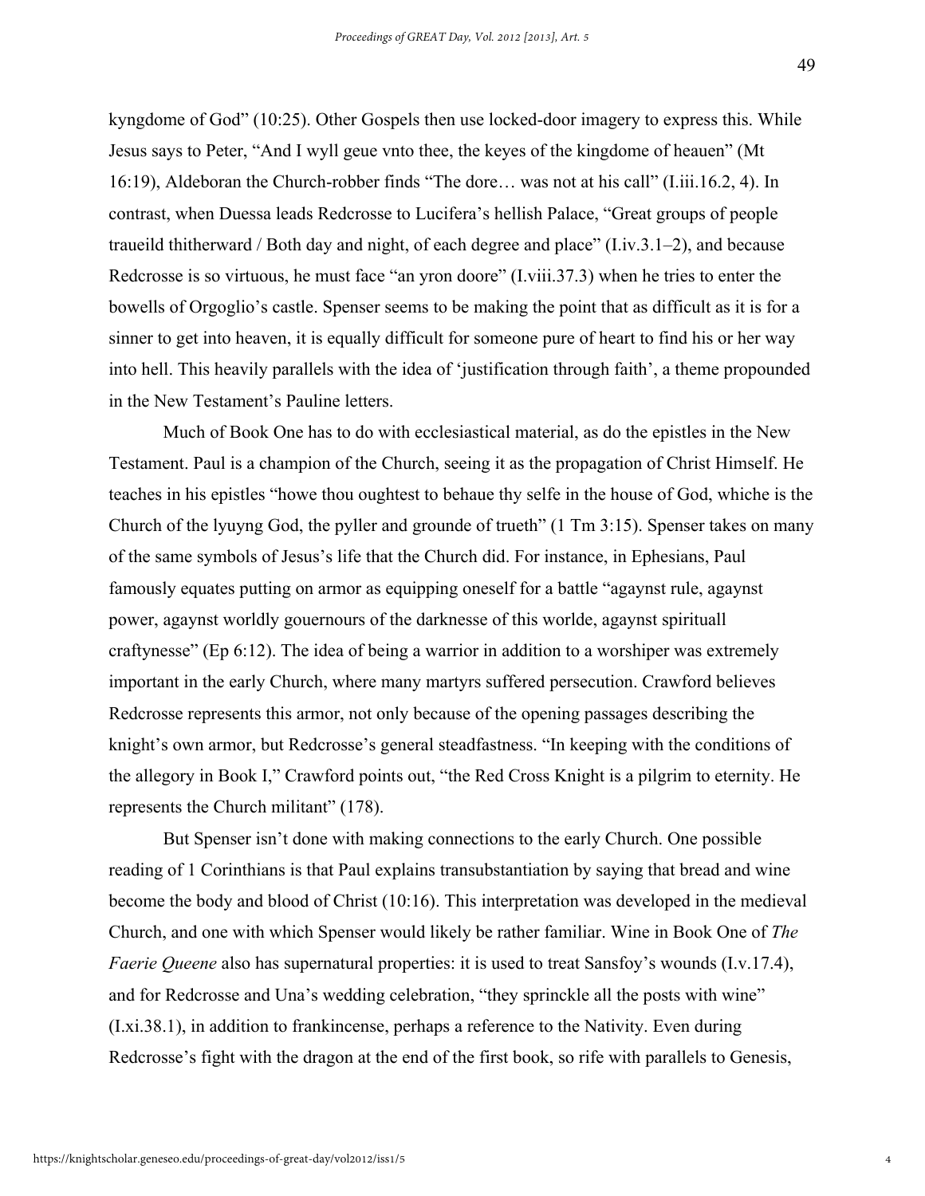kyngdome of God" (10:25). Other Gospels then use locked-door imagery to express this. While Jesus says to Peter, "And I wyll geue vnto thee, the keyes of the kingdome of heauen" (Mt 16:19), Aldeboran the Church-robber finds "The dore… was not at his call" (I.iii.16.2, 4). In contrast, when Duessa leads Redcrosse to Lucifera's hellish Palace, "Great groups of people traueild thitherward / Both day and night, of each degree and place" (I.iv.3.1–2), and because Redcrosse is so virtuous, he must face "an yron doore" (I.viii.37.3) when he tries to enter the bowells of Orgoglio's castle. Spenser seems to be making the point that as difficult as it is for a sinner to get into heaven, it is equally difficult for someone pure of heart to find his or her way into hell. This heavily parallels with the idea of 'justification through faith', a theme propounded in the New Testament's Pauline letters.

Much of Book One has to do with ecclesiastical material, as do the epistles in the New Testament. Paul is a champion of the Church, seeing it as the propagation of Christ Himself. He teaches in his epistles "howe thou oughtest to behaue thy selfe in the house of God, whiche is the Church of the lyuyng God, the pyller and grounde of trueth" (1 Tm 3:15). Spenser takes on many of the same symbols of Jesus's life that the Church did. For instance, in Ephesians, Paul famously equates putting on armor as equipping oneself for a battle "agaynst rule, agaynst power, agaynst worldly gouernours of the darknesse of this worlde, agaynst spirituall craftynesse" (Ep 6:12). The idea of being a warrior in addition to a worshiper was extremely important in the early Church, where many martyrs suffered persecution. Crawford believes Redcrosse represents this armor, not only because of the opening passages describing the knight's own armor, but Redcrosse's general steadfastness. "In keeping with the conditions of the allegory in Book I," Crawford points out, "the Red Cross Knight is a pilgrim to eternity. He represents the Church militant" (178).

But Spenser isn't done with making connections to the early Church. One possible reading of 1 Corinthians is that Paul explains transubstantiation by saying that bread and wine become the body and blood of Christ (10:16). This interpretation was developed in the medieval Church, and one with which Spenser would likely be rather familiar. Wine in Book One of *The Faerie Queene* also has supernatural properties: it is used to treat Sansfoy's wounds (I.v.17.4), and for Redcrosse and Una's wedding celebration, "they sprinckle all the posts with wine" (I.xi.38.1), in addition to frankincense, perhaps a reference to the Nativity. Even during Redcrosse's fight with the dragon at the end of the first book, so rife with parallels to Genesis,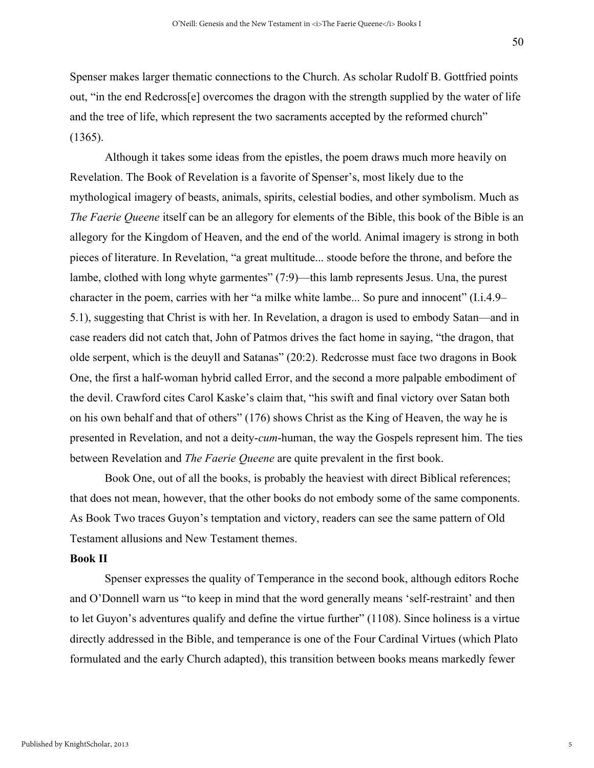Spenser makes larger thematic connections to the Church. As scholar Rudolf B. Gottfried points out, "in the end Redcross[e] overcomes the dragon with the strength supplied by the water of life and the tree of life, which represent the two sacraments accepted by the reformed church" (1365).

Although it takes some ideas from the epistles, the poem draws much more heavily on Revelation. The Book of Revelation is a favorite of Spenser's, most likely due to the mythological imagery of beasts, animals, spirits, celestial bodies, and other symbolism. Much as *The Faerie Queene* itself can be an allegory for elements of the Bible, this book of the Bible is an allegory for the Kingdom of Heaven, and the end of the world. Animal imagery is strong in both pieces of literature. In Revelation, "a great multitude... stoode before the throne, and before the lambe, clothed with long whyte garmentes" (7:9)—this lamb represents Jesus. Una, the purest character in the poem, carries with her "a milke white lambe... So pure and innocent" (I.i.4.9–5.1), suggesting that Christ is with her. In Revelation, a dragon is used to embody Satan—and in case readers did not catch that, John of Patmos drives the fact home in saying, "the dragon, that olde serpent, which is the deuyll and Satanas" (20:2). Redcrosse must face two dragons in Book One, the first a half-woman hybrid called Error, and the second a more palpable embodiment of the devil. Crawford cites Carol Kaske's claim that, "his swift and final victory over Satan both on his own behalf and that of others" (176) shows Christ as the King of Heaven, the way he is presented in Revelation, and not a deity-*cum*-human, the way the Gospels represent him. The ties between Revelation and *The Faerie Queene* are quite prevalent in the first book.

Book One, out of all the books, is probably the heaviest with direct Biblical references; that does not mean, however, that the other books do not embody some of the same components. As Book Two traces Guyon's temptation and victory, readers can see the same pattern of Old Testament allusions and New Testament themes.

**Book II**

Spenser expresses the quality of Temperance in the second book, although editors Roche and O'Donnell warn us "to keep in mind that the word generally means 'self-restraint' and then to let Guyon's adventures qualify and define the virtue further" (1108). Since holiness is a virtue directly addressed in the Bible, and temperance is one of the Four Cardinal Virtues (which Plato formulated and the early Church adapted), this transition between books means markedly fewer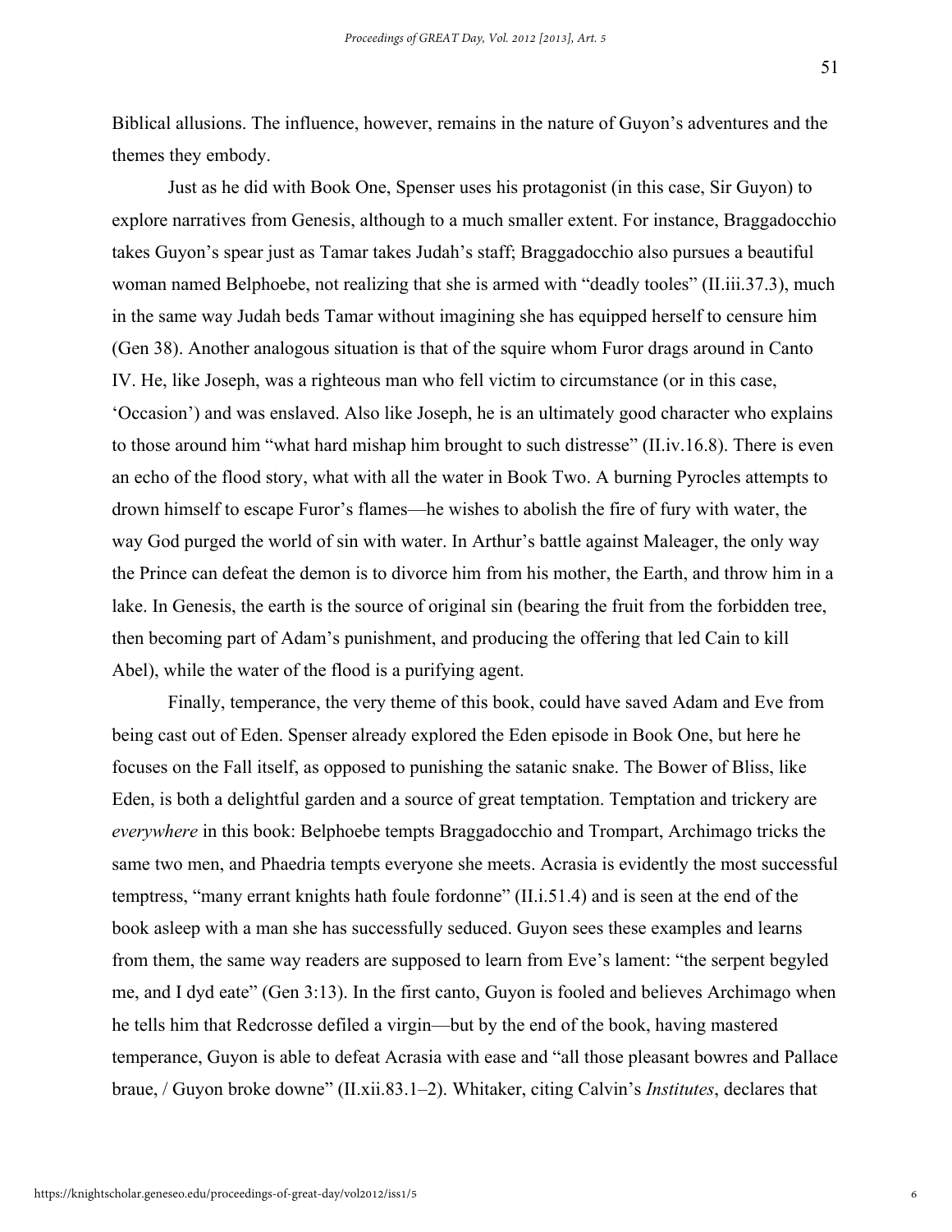Biblical allusions. The influence, however, remains in the nature of Guyon's adventures and the themes they embody.

Just as he did with Book One, Spenser uses his protagonist (in this case, Sir Guyon) to explore narratives from Genesis, although to a much smaller extent. For instance, Braggadocchio takes Guyon's spear just as Tamar takes Judah's staff; Braggadocchio also pursues a beautiful woman named Belphoebe, not realizing that she is armed with "deadly tooles" (II.iii.37.3), much in the same way Judah beds Tamar without imagining she has equipped herself to censure him (Gen 38). Another analogous situation is that of the squire whom Furor drags around in Canto IV. He, like Joseph, was a righteous man who fell victim to circumstance (or in this case, 'Occasion') and was enslaved. Also like Joseph, he is an ultimately good character who explains to those around him "what hard mishap him brought to such distresse" (II.iv.16.8). There is even an echo of the flood story, what with all the water in Book Two. A burning Pyrocles attempts to drown himself to escape Furor's flames—he wishes to abolish the fire of fury with water, the way God purged the world of sin with water. In Arthur's battle against Maleager, the only way the Prince can defeat the demon is to divorce him from his mother, the Earth, and throw him in a lake. In Genesis, the earth is the source of original sin (bearing the fruit from the forbidden tree, then becoming part of Adam's punishment, and producing the offering that led Cain to kill Abel), while the water of the flood is a purifying agent.

Finally, temperance, the very theme of this book, could have saved Adam and Eve from being cast out of Eden. Spenser already explored the Eden episode in Book One, but here he focuses on the Fall itself, as opposed to punishing the satanic snake. The Bower of Bliss, like Eden, is both a delightful garden and a source of great temptation. Temptation and trickery are *everywhere* in this book: Belphoebe tempts Braggadocchio and Trompart, Archimago tricks the same two men, and Phaedria tempts everyone she meets. Acrasia is evidently the most successful temptress, "many errant knights hath foule fordonne" (II.i.51.4) and is seen at the end of the book asleep with a man she has successfully seduced. Guyon sees these examples and learns from them, the same way readers are supposed to learn from Eve's lament: "the serpent begyled me, and I dyd eate" (Gen 3:13). In the first canto, Guyon is fooled and believes Archimago when he tells him that Redcrosse defiled a virgin—but by the end of the book, having mastered temperance, Guyon is able to defeat Acrasia with ease and "all those pleasant bowres and Pallace braue, / Guyon broke downe" (II.xii.83.1–2). Whitaker, citing Calvin's *Institutes*, declares that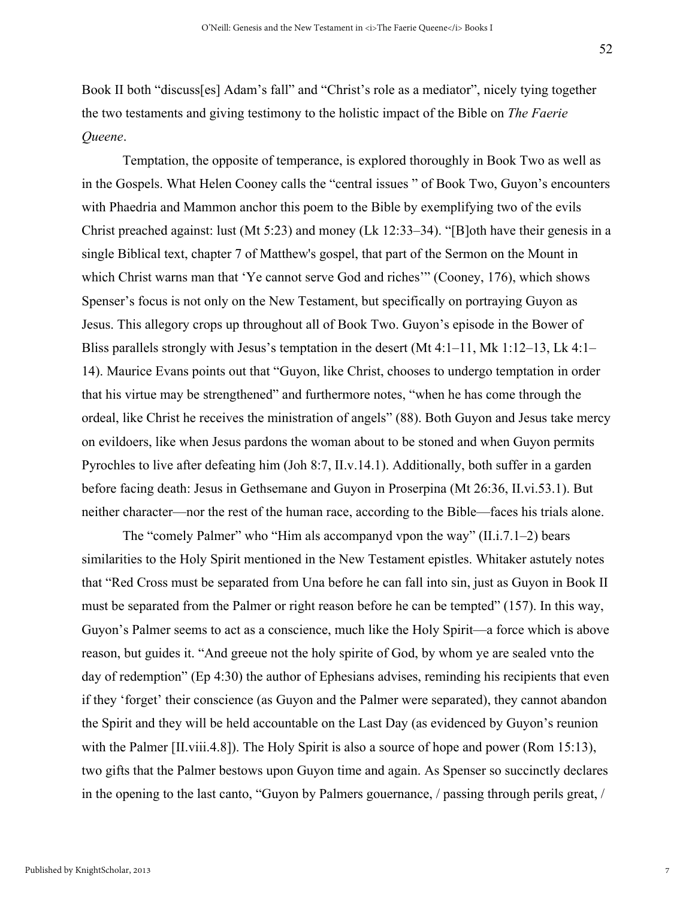Book II both "discuss[es] Adam's fall" and "Christ's role as a mediator", nicely tying together the two testaments and giving testimony to the holistic impact of the Bible on *The Faerie Queene*.

Temptation, the opposite of temperance, is explored thoroughly in Book Two as well as in the Gospels. What Helen Cooney calls the "central issues " of Book Two, Guyon's encounters with Phaedria and Mammon anchor this poem to the Bible by exemplifying two of the evils Christ preached against: lust (Mt 5:23) and money (Lk 12:33–34). "[B]oth have their genesis in a single Biblical text, chapter 7 of Matthew's gospel, that part of the Sermon on the Mount in which Christ warns man that 'Ye cannot serve God and riches'" (Cooney, 176), which shows Spenser's focus is not only on the New Testament, but specifically on portraying Guyon as Jesus. This allegory crops up throughout all of Book Two. Guyon's episode in the Bower of Bliss parallels strongly with Jesus's temptation in the desert (Mt 4:1–11, Mk 1:12–13, Lk 4:1–14). Maurice Evans points out that "Guyon, like Christ, chooses to undergo temptation in order that his virtue may be strengthened" and furthermore notes, "when he has come through the ordeal, like Christ he receives the ministration of angels" (88). Both Guyon and Jesus take mercy on evildoers, like when Jesus pardons the woman about to be stoned and when Guyon permits Pyrochles to live after defeating him (Joh 8:7, II.v.14.1). Additionally, both suffer in a garden before facing death: Jesus in Gethsemane and Guyon in Proserpina (Mt 26:36, II.vi.53.1). But neither character—nor the rest of the human race, according to the Bible—faces his trials alone.

The "comely Palmer" who "Him als accompanyd vpon the way" (II.i.7.1–2) bears similarities to the Holy Spirit mentioned in the New Testament epistles. Whitaker astutely notes that "Red Cross must be separated from Una before he can fall into sin, just as Guyon in Book II must be separated from the Palmer or right reason before he can be tempted" (157). In this way, Guyon's Palmer seems to act as a conscience, much like the Holy Spirit—a force which is above reason, but guides it. "And greeue not the holy spirite of God, by whom ye are sealed vnto the day of redemption" (Ep 4:30) the author of Ephesians advises, reminding his recipients that even if they 'forget' their conscience (as Guyon and the Palmer were separated), they cannot abandon the Spirit and they will be held accountable on the Last Day (as evidenced by Guyon's reunion with the Palmer [II.viii.4.8]). The Holy Spirit is also a source of hope and power (Rom 15:13), two gifts that the Palmer bestows upon Guyon time and again. As Spenser so succinctly declares in the opening to the last canto, "Guyon by Palmers gouernance, / passing through perils great, /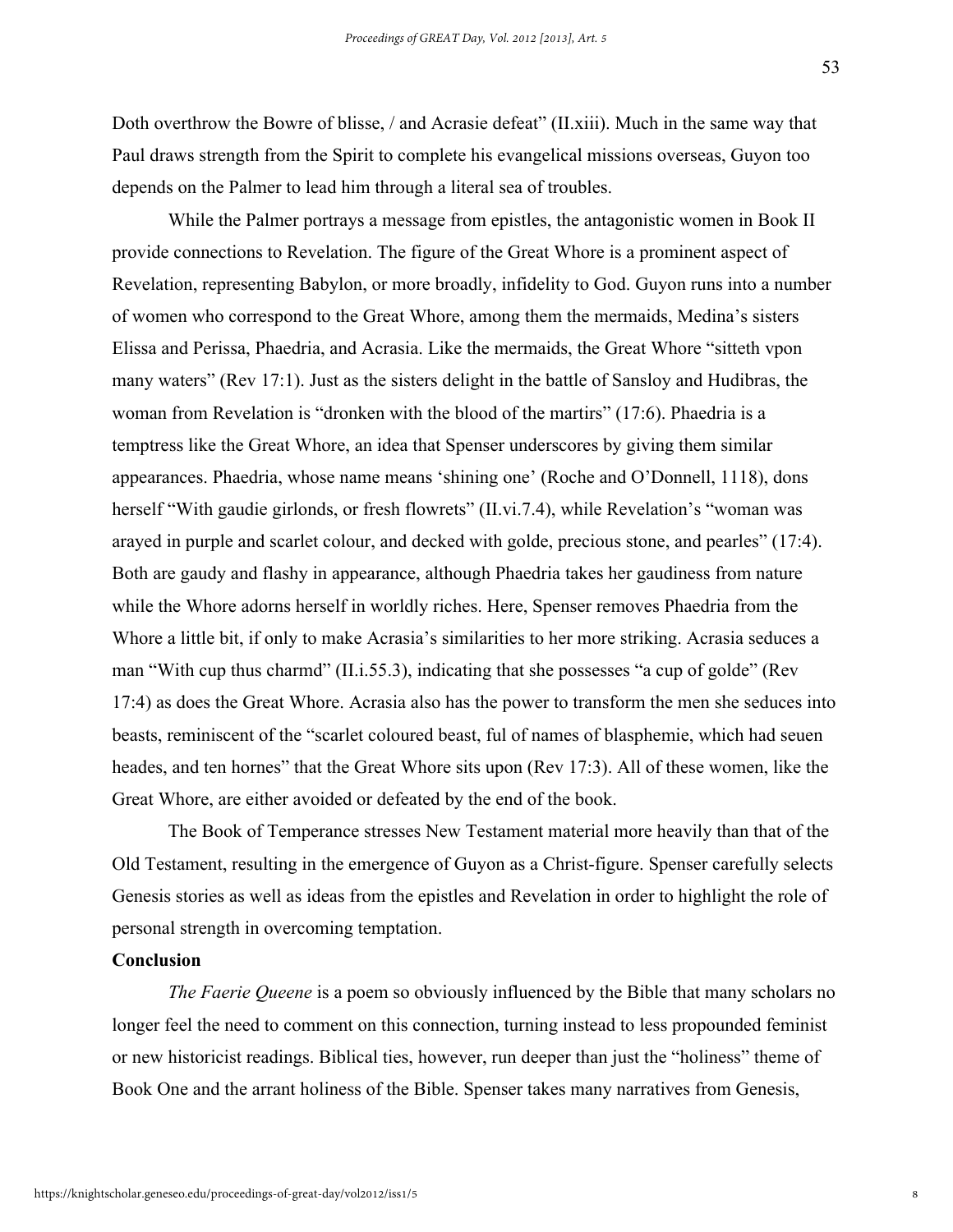Doth overthrow the Bowre of blisse, / and Acrasie defeat" (II.xiii). Much in the same way that Paul draws strength from the Spirit to complete his evangelical missions overseas, Guyon too depends on the Palmer to lead him through a literal sea of troubles.

While the Palmer portrays a message from epistles, the antagonistic women in Book II provide connections to Revelation. The figure of the Great Whore is a prominent aspect of Revelation, representing Babylon, or more broadly, infidelity to God. Guyon runs into a number of women who correspond to the Great Whore, among them the mermaids, Medina's sisters Elissa and Perissa, Phaedria, and Acrasia. Like the mermaids, the Great Whore "sitteth vpon many waters" (Rev 17:1). Just as the sisters delight in the battle of Sansloy and Hudibras, the woman from Revelation is "dronken with the blood of the martirs" (17:6). Phaedria is a temptress like the Great Whore, an idea that Spenser underscores by giving them similar appearances. Phaedria, whose name means 'shining one' (Roche and O'Donnell, 1118), dons herself "With gaudie girlonds, or fresh flowrets" (II.vi.7.4), while Revelation's "woman was arayed in purple and scarlet colour, and decked with golde, precious stone, and pearles" (17:4). Both are gaudy and flashy in appearance, although Phaedria takes her gaudiness from nature while the Whore adorns herself in worldly riches. Here, Spenser removes Phaedria from the Whore a little bit, if only to make Acrasia's similarities to her more striking. Acrasia seduces a man "With cup thus charmd" (II.i.55.3), indicating that she possesses "a cup of golde" (Rev 17:4) as does the Great Whore. Acrasia also has the power to transform the men she seduces into beasts, reminiscent of the "scarlet coloured beast, ful of names of blasphemie, which had seuen heades, and ten hornes" that the Great Whore sits upon (Rev 17:3). All of these women, like the Great Whore, are either avoided or defeated by the end of the book.

The Book of Temperance stresses New Testament material more heavily than that of the Old Testament, resulting in the emergence of Guyon as a Christ-figure. Spenser carefully selects Genesis stories as well as ideas from the epistles and Revelation in order to highlight the role of personal strength in overcoming temptation.

**Conclusion**

*The Faerie Queene* is a poem so obviously influenced by the Bible that many scholars no longer feel the need to comment on this connection, turning instead to less propounded feminist or new historicist readings. Biblical ties, however, run deeper than just the "holiness" theme of Book One and the arrant holiness of the Bible. Spenser takes many narratives from Genesis,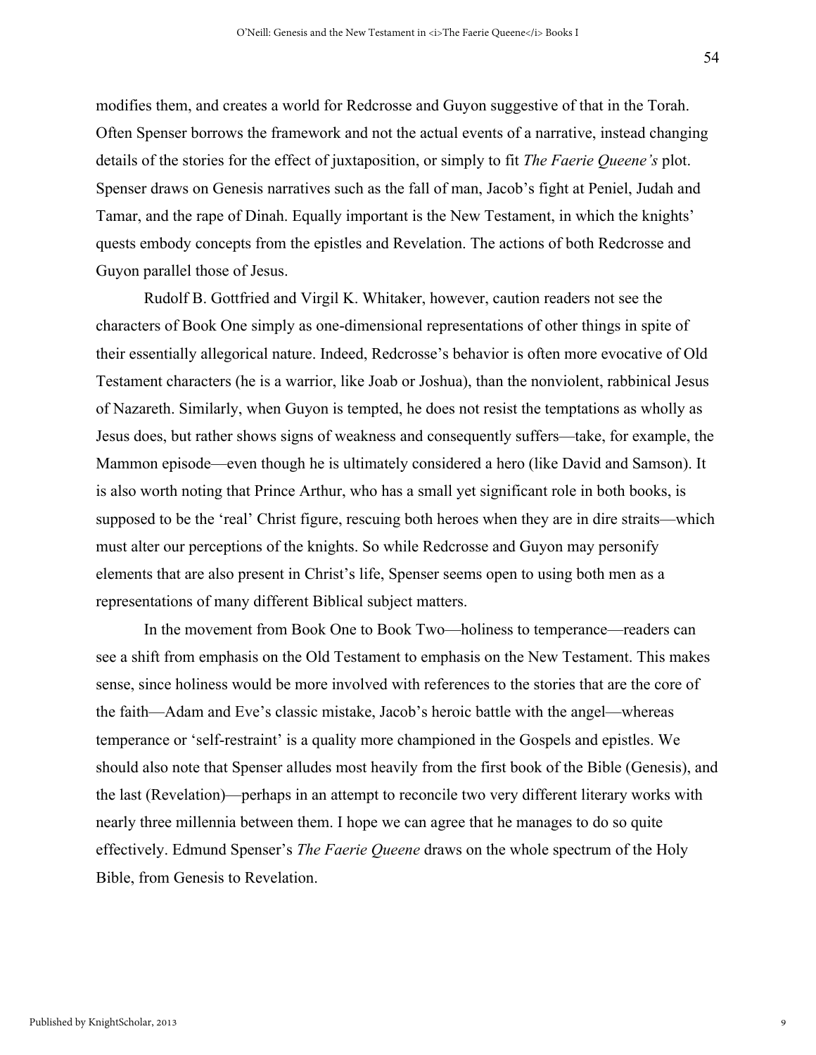modifies them, and creates a world for Redcrosse and Guyon suggestive of that in the Torah. Often Spenser borrows the framework and not the actual events of a narrative, instead changing details of the stories for the effect of juxtaposition, or simply to fit *The Faerie Queene's* plot. Spenser draws on Genesis narratives such as the fall of man, Jacob's fight at Peniel, Judah and Tamar, and the rape of Dinah. Equally important is the New Testament, in which the knights' quests embody concepts from the epistles and Revelation. The actions of both Redcrosse and Guyon parallel those of Jesus.

Rudolf B. Gottfried and Virgil K. Whitaker, however, caution readers not see the characters of Book One simply as one-dimensional representations of other things in spite of their essentially allegorical nature. Indeed, Redcrosse's behavior is often more evocative of Old Testament characters (he is a warrior, like Joab or Joshua), than the nonviolent, rabbinical Jesus of Nazareth. Similarly, when Guyon is tempted, he does not resist the temptations as wholly as Jesus does, but rather shows signs of weakness and consequently suffers—take, for example, the Mammon episode—even though he is ultimately considered a hero (like David and Samson). It is also worth noting that Prince Arthur, who has a small yet significant role in both books, is supposed to be the 'real' Christ figure, rescuing both heroes when they are in dire straits—which must alter our perceptions of the knights. So while Redcrosse and Guyon may personify elements that are also present in Christ's life, Spenser seems open to using both men as a representations of many different Biblical subject matters.

In the movement from Book One to Book Two—holiness to temperance—readers can see a shift from emphasis on the Old Testament to emphasis on the New Testament. This makes sense, since holiness would be more involved with references to the stories that are the core of the faith—Adam and Eve's classic mistake, Jacob's heroic battle with the angel—whereas temperance or 'self-restraint' is a quality more championed in the Gospels and epistles. We should also note that Spenser alludes most heavily from the first book of the Bible (Genesis), and the last (Revelation)—perhaps in an attempt to reconcile two very different literary works with nearly three millennia between them. I hope we can agree that he manages to do so quite effectively. Edmund Spenser's *The Faerie Queene* draws on the whole spectrum of the Holy Bible, from Genesis to Revelation.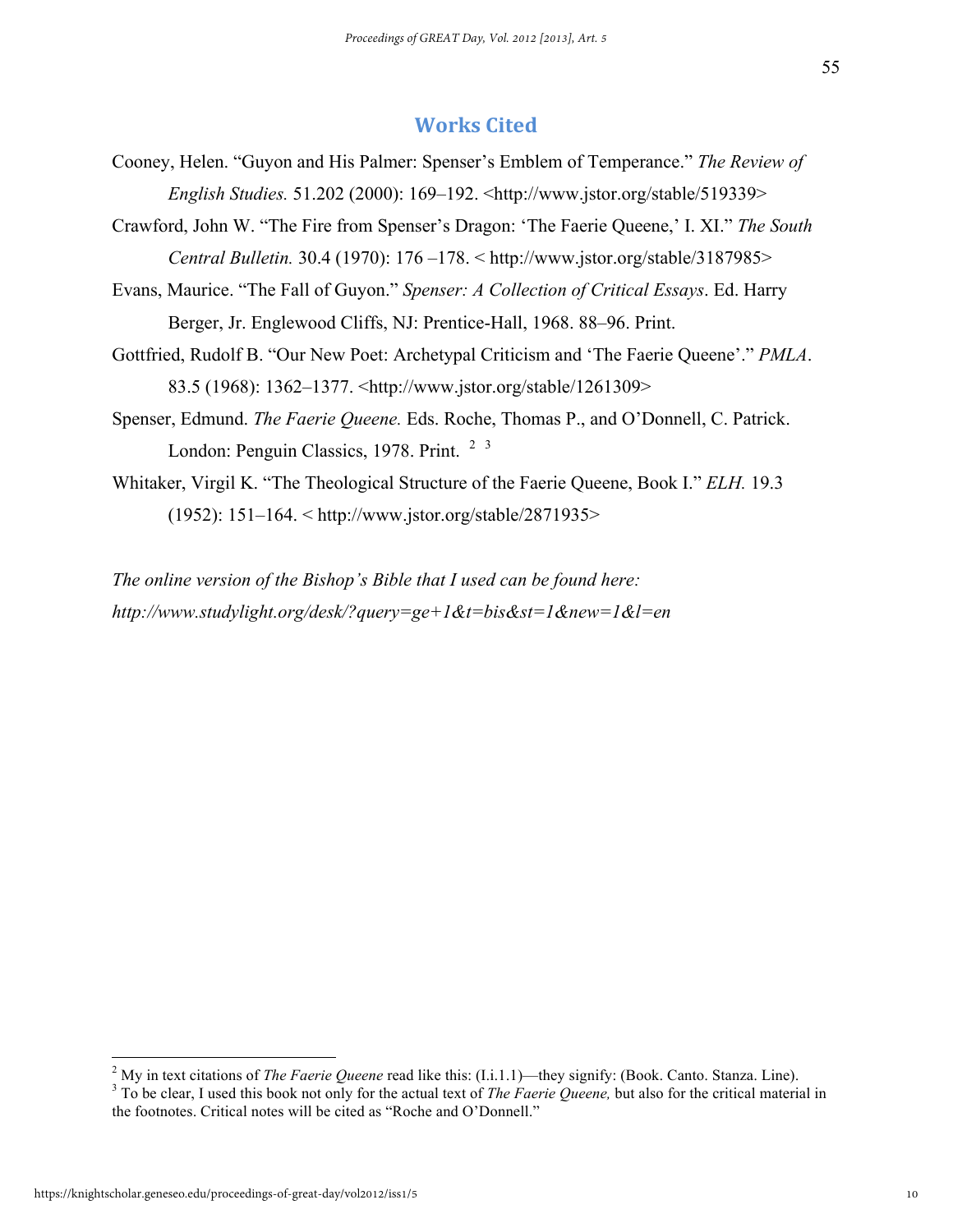## Works Cited

Cooney, Helen. "Guyon and His Palmer: Spenser's Emblem of Temperance." *The Review of English Studies.* 51.202 (2000): 169–192. <http://www.jstor.org/stable/519339>

Crawford, John W. "The Fire from Spenser's Dragon: 'The Faerie Queene,' I. XI." *The South Central Bulletin.* 30.4 (1970): 176 –178. < http://www.jstor.org/stable/3187985>

Evans, Maurice. "The Fall of Guyon." *Spenser: A Collection of Critical Essays*. Ed. Harry Berger, Jr. Englewood Cliffs, NJ: Prentice-Hall, 1968. 88–96. Print.

Gottfried, Rudolf B. "Our New Poet: Archetypal Criticism and 'The Faerie Queene'." *PMLA*. 83.5 (1968): 1362–1377. <http://www.jstor.org/stable/1261309>

Spenser, Edmund. *The Faerie Queene.* Eds. Roche, Thomas P., and O'Donnell, C. Patrick. London: Penguin Classics, 1978. Print. [2] [3]

Whitaker, Virgil K. "The Theological Structure of the Faerie Queene, Book I." *ELH.* 19.3 (1952): 151–164. < http://www.jstor.org/stable/2871935>

*The online version of the Bishop's Bible that I used can be found here: http://www.studylight.org/desk/?query=ge+1&t=bis&st=1&new=1&l=en*

---

[2] My in text citations of *The Faerie Queene* read like this: (I.i.1.1)—they signify: (Book. Canto. Stanza. Line).

[3] To be clear, I used this book not only for the actual text of *The Faerie Queene,* but also for the critical material in the footnotes. Critical notes will be cited as "Roche and O'Donnell."